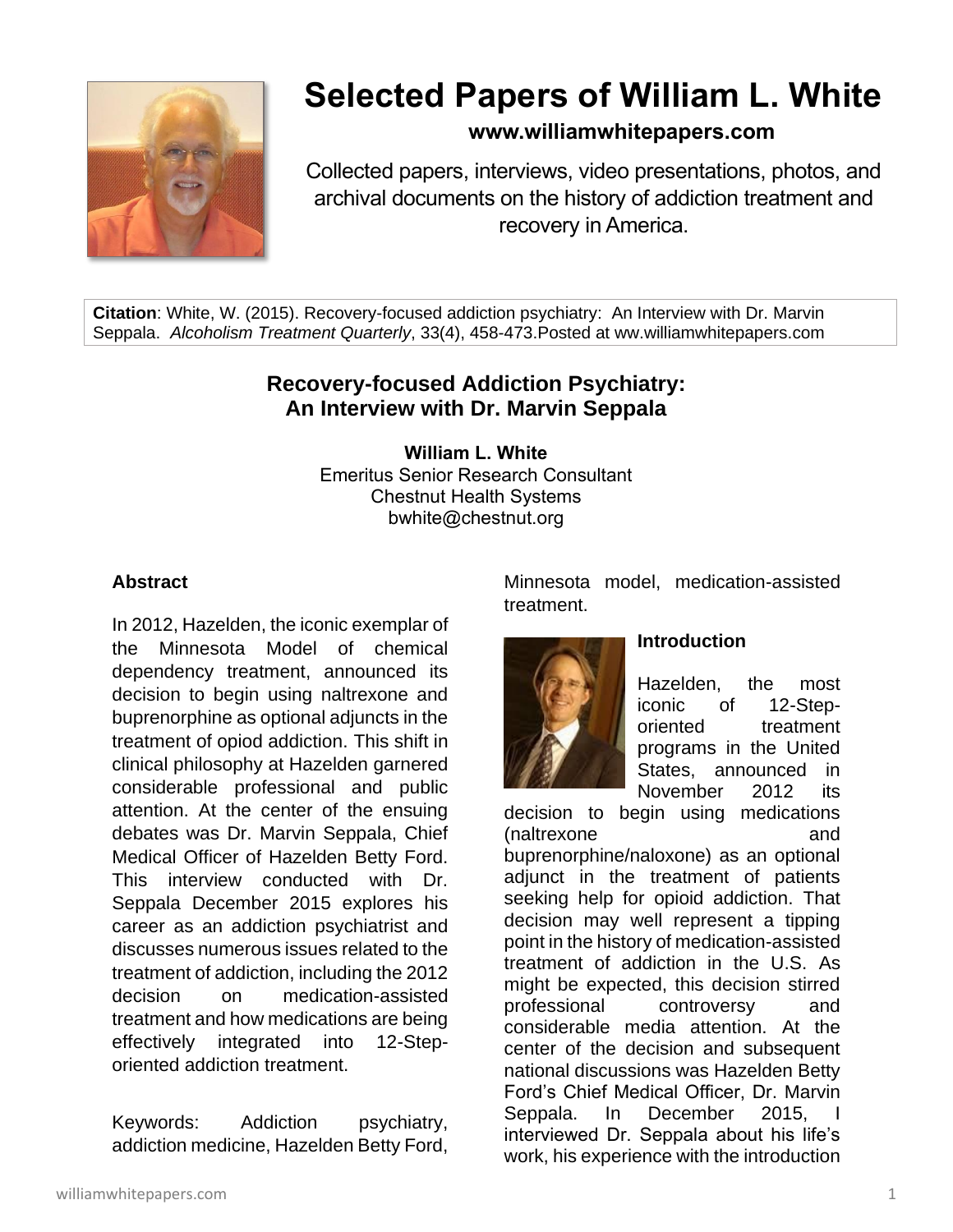# Selected Papers of William L. White

**www.williamwhitepapers.com**

Collected papers, interviews, video presentations, photos, and archival documents on the history of addiction treatment and recovery in America.

**Citation**: White, W. (2015). Recovery-focused addiction psychiatry: An Interview with Dr. Marvin Seppala. *Alcoholism Treatment Quarterly*, 33(4), 458-473.Posted at ww.williamwhitepapers.com

## Recovery-focused Addiction Psychiatry: An Interview with Dr. Marvin Seppala

**William L. White**
Emeritus Senior Research Consultant
Chestnut Health Systems
bwhite@chestnut.org

### Abstract

In 2012, Hazelden, the iconic exemplar of the Minnesota Model of chemical dependency treatment, announced its decision to begin using naltrexone and buprenorphine as optional adjuncts in the treatment of opiod addiction. This shift in clinical philosophy at Hazelden garnered considerable professional and public attention. At the center of the ensuing debates was Dr. Marvin Seppala, Chief Medical Officer of Hazelden Betty Ford. This interview conducted with Dr. Seppala December 2015 explores his career as an addiction psychiatrist and discusses numerous issues related to the treatment of addiction, including the 2012 decision on medication-assisted treatment and how medications are being effectively integrated into 12-Step-oriented addiction treatment.

Keywords: Addiction psychiatry, addiction medicine, Hazelden Betty Ford, Minnesota model, medication-assisted treatment.

### Introduction

Hazelden, the most iconic of 12-Step-oriented treatment programs in the United States, announced in November 2012 its decision to begin using medications (naltrexone and buprenorphine/naloxone) as an optional adjunct in the treatment of patients seeking help for opioid addiction. That decision may well represent a tipping point in the history of medication-assisted treatment of addiction in the U.S. As might be expected, this decision stirred professional controversy and considerable media attention. At the center of the decision and subsequent national discussions was Hazelden Betty Ford's Chief Medical Officer, Dr. Marvin Seppala. In December 2015, I interviewed Dr. Seppala about his life's work, his experience with the introduction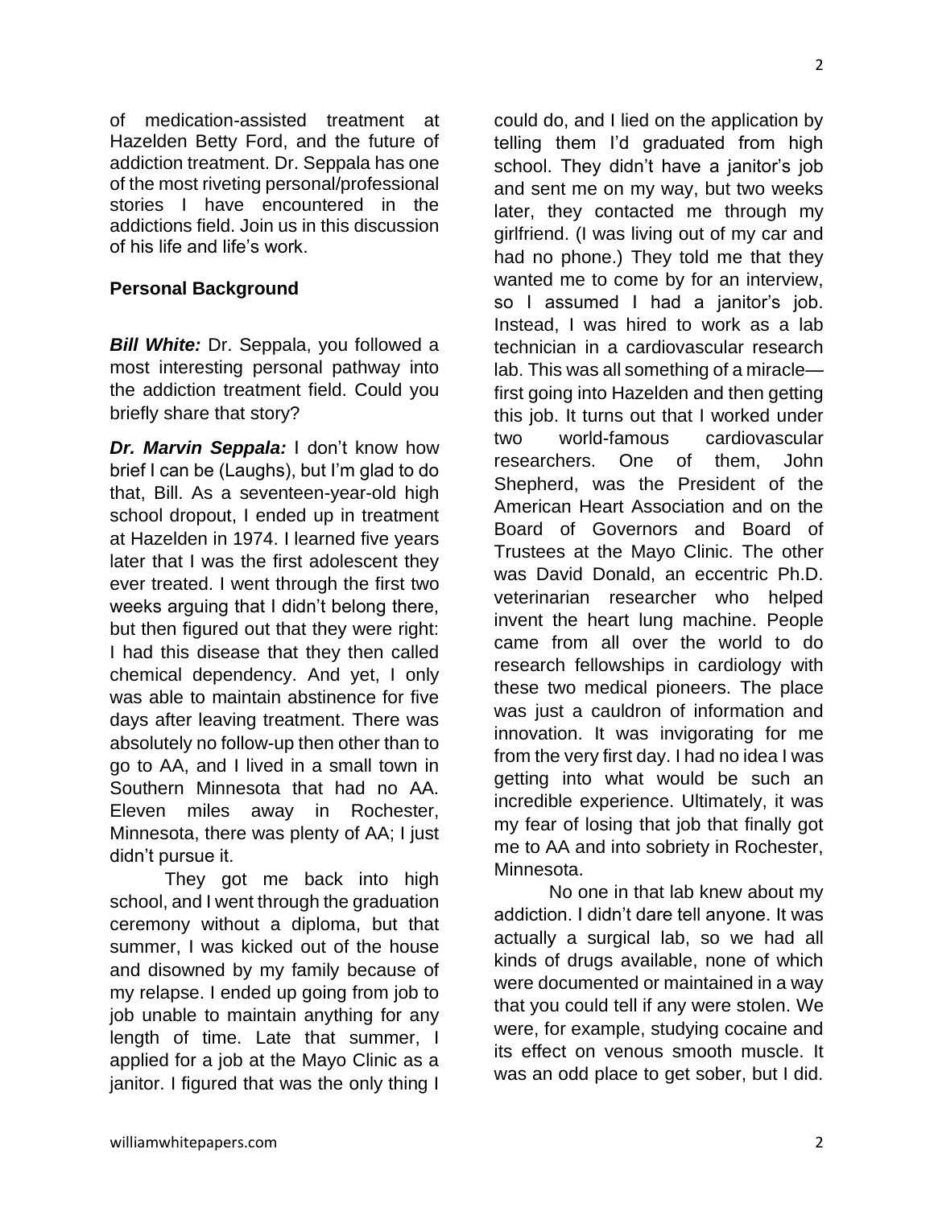of medication-assisted treatment at Hazelden Betty Ford, and the future of addiction treatment. Dr. Seppala has one of the most riveting personal/professional stories I have encountered in the addictions field. Join us in this discussion of his life and life's work.

## Personal Background

***Bill White:*** Dr. Seppala, you followed a most interesting personal pathway into the addiction treatment field. Could you briefly share that story?

***Dr. Marvin Seppala:*** I don't know how brief I can be (Laughs), but I'm glad to do that, Bill. As a seventeen-year-old high school dropout, I ended up in treatment at Hazelden in 1974. I learned five years later that I was the first adolescent they ever treated. I went through the first two weeks arguing that I didn't belong there, but then figured out that they were right: I had this disease that they then called chemical dependency. And yet, I only was able to maintain abstinence for five days after leaving treatment. There was absolutely no follow-up then other than to go to AA, and I lived in a small town in Southern Minnesota that had no AA. Eleven miles away in Rochester, Minnesota, there was plenty of AA; I just didn't pursue it.

They got me back into high school, and I went through the graduation ceremony without a diploma, but that summer, I was kicked out of the house and disowned by my family because of my relapse. I ended up going from job to job unable to maintain anything for any length of time. Late that summer, I applied for a job at the Mayo Clinic as a janitor. I figured that was the only thing I could do, and I lied on the application by telling them I'd graduated from high school. They didn't have a janitor's job and sent me on my way, but two weeks later, they contacted me through my girlfriend. (I was living out of my car and had no phone.) They told me that they wanted me to come by for an interview, so I assumed I had a janitor's job. Instead, I was hired to work as a lab technician in a cardiovascular research lab. This was all something of a miracle—first going into Hazelden and then getting this job. It turns out that I worked under two world-famous cardiovascular researchers. One of them, John Shepherd, was the President of the American Heart Association and on the Board of Governors and Board of Trustees at the Mayo Clinic. The other was David Donald, an eccentric Ph.D. veterinarian researcher who helped invent the heart lung machine. People came from all over the world to do research fellowships in cardiology with these two medical pioneers. The place was just a cauldron of information and innovation. It was invigorating for me from the very first day. I had no idea I was getting into what would be such an incredible experience. Ultimately, it was my fear of losing that job that finally got me to AA and into sobriety in Rochester, Minnesota.

No one in that lab knew about my addiction. I didn't dare tell anyone. It was actually a surgical lab, so we had all kinds of drugs available, none of which were documented or maintained in a way that you could tell if any were stolen. We were, for example, studying cocaine and its effect on venous smooth muscle. It was an odd place to get sober, but I did.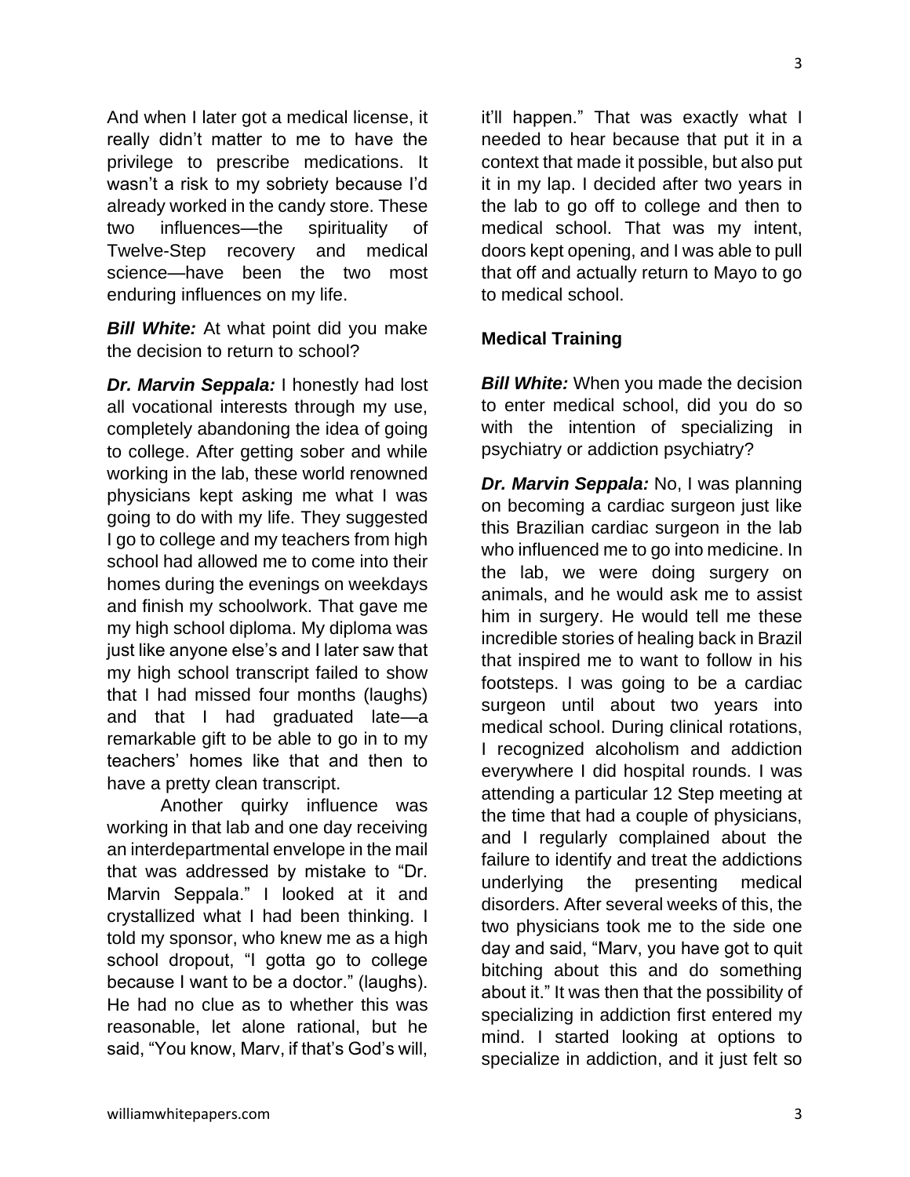And when I later got a medical license, it really didn't matter to me to have the privilege to prescribe medications. It wasn't a risk to my sobriety because I'd already worked in the candy store. These two influences—the spirituality of Twelve-Step recovery and medical science—have been the two most enduring influences on my life.

***Bill White:*** At what point did you make the decision to return to school?

***Dr. Marvin Seppala:*** I honestly had lost all vocational interests through my use, completely abandoning the idea of going to college. After getting sober and while working in the lab, these world renowned physicians kept asking me what I was going to do with my life. They suggested I go to college and my teachers from high school had allowed me to come into their homes during the evenings on weekdays and finish my schoolwork. That gave me my high school diploma. My diploma was just like anyone else's and I later saw that my high school transcript failed to show that I had missed four months (laughs) and that I had graduated late—a remarkable gift to be able to go in to my teachers' homes like that and then to have a pretty clean transcript.

Another quirky influence was working in that lab and one day receiving an interdepartmental envelope in the mail that was addressed by mistake to "Dr. Marvin Seppala." I looked at it and crystallized what I had been thinking. I told my sponsor, who knew me as a high school dropout, "I gotta go to college because I want to be a doctor." (laughs). He had no clue as to whether this was reasonable, let alone rational, but he said, "You know, Marv, if that's God's will, it'll happen." That was exactly what I needed to hear because that put it in a context that made it possible, but also put it in my lap. I decided after two years in the lab to go off to college and then to medical school. That was my intent, doors kept opening, and I was able to pull that off and actually return to Mayo to go to medical school.

## Medical Training

***Bill White:*** When you made the decision to enter medical school, did you do so with the intention of specializing in psychiatry or addiction psychiatry?

***Dr. Marvin Seppala:*** No, I was planning on becoming a cardiac surgeon just like this Brazilian cardiac surgeon in the lab who influenced me to go into medicine. In the lab, we were doing surgery on animals, and he would ask me to assist him in surgery. He would tell me these incredible stories of healing back in Brazil that inspired me to want to follow in his footsteps. I was going to be a cardiac surgeon until about two years into medical school. During clinical rotations, I recognized alcoholism and addiction everywhere I did hospital rounds. I was attending a particular 12 Step meeting at the time that had a couple of physicians, and I regularly complained about the failure to identify and treat the addictions underlying the presenting medical disorders. After several weeks of this, the two physicians took me to the side one day and said, "Marv, you have got to quit bitching about this and do something about it." It was then that the possibility of specializing in addiction first entered my mind. I started looking at options to specialize in addiction, and it just felt so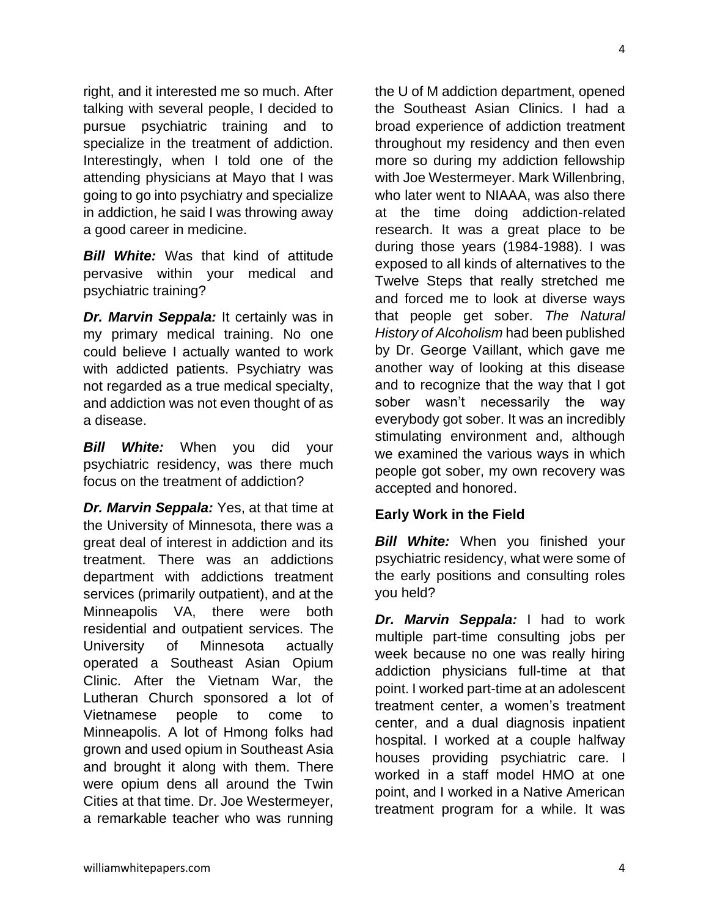right, and it interested me so much. After talking with several people, I decided to pursue psychiatric training and to specialize in the treatment of addiction. Interestingly, when I told one of the attending physicians at Mayo that I was going to go into psychiatry and specialize in addiction, he said I was throwing away a good career in medicine.

***Bill White:*** Was that kind of attitude pervasive within your medical and psychiatric training?

***Dr. Marvin Seppala:*** It certainly was in my primary medical training. No one could believe I actually wanted to work with addicted patients. Psychiatry was not regarded as a true medical specialty, and addiction was not even thought of as a disease.

***Bill White:*** When you did your psychiatric residency, was there much focus on the treatment of addiction?

***Dr. Marvin Seppala:*** Yes, at that time at the University of Minnesota, there was a great deal of interest in addiction and its treatment. There was an addictions department with addictions treatment services (primarily outpatient), and at the Minneapolis VA, there were both residential and outpatient services. The University of Minnesota actually operated a Southeast Asian Opium Clinic. After the Vietnam War, the Lutheran Church sponsored a lot of Vietnamese people to come to Minneapolis. A lot of Hmong folks had grown and used opium in Southeast Asia and brought it along with them. There were opium dens all around the Twin Cities at that time. Dr. Joe Westermeyer, a remarkable teacher who was running the U of M addiction department, opened the Southeast Asian Clinics. I had a broad experience of addiction treatment throughout my residency and then even more so during my addiction fellowship with Joe Westermeyer. Mark Willenbring, who later went to NIAAA, was also there at the time doing addiction-related research. It was a great place to be during those years (1984-1988). I was exposed to all kinds of alternatives to the Twelve Steps that really stretched me and forced me to look at diverse ways that people get sober. *The Natural History of Alcoholism* had been published by Dr. George Vaillant, which gave me another way of looking at this disease and to recognize that the way that I got sober wasn't necessarily the way everybody got sober. It was an incredibly stimulating environment and, although we examined the various ways in which people got sober, my own recovery was accepted and honored.

## Early Work in the Field

***Bill White:*** When you finished your psychiatric residency, what were some of the early positions and consulting roles you held?

***Dr. Marvin Seppala:*** I had to work multiple part-time consulting jobs per week because no one was really hiring addiction physicians full-time at that point. I worked part-time at an adolescent treatment center, a women's treatment center, and a dual diagnosis inpatient hospital. I worked at a couple halfway houses providing psychiatric care. I worked in a staff model HMO at one point, and I worked in a Native American treatment program for a while. It was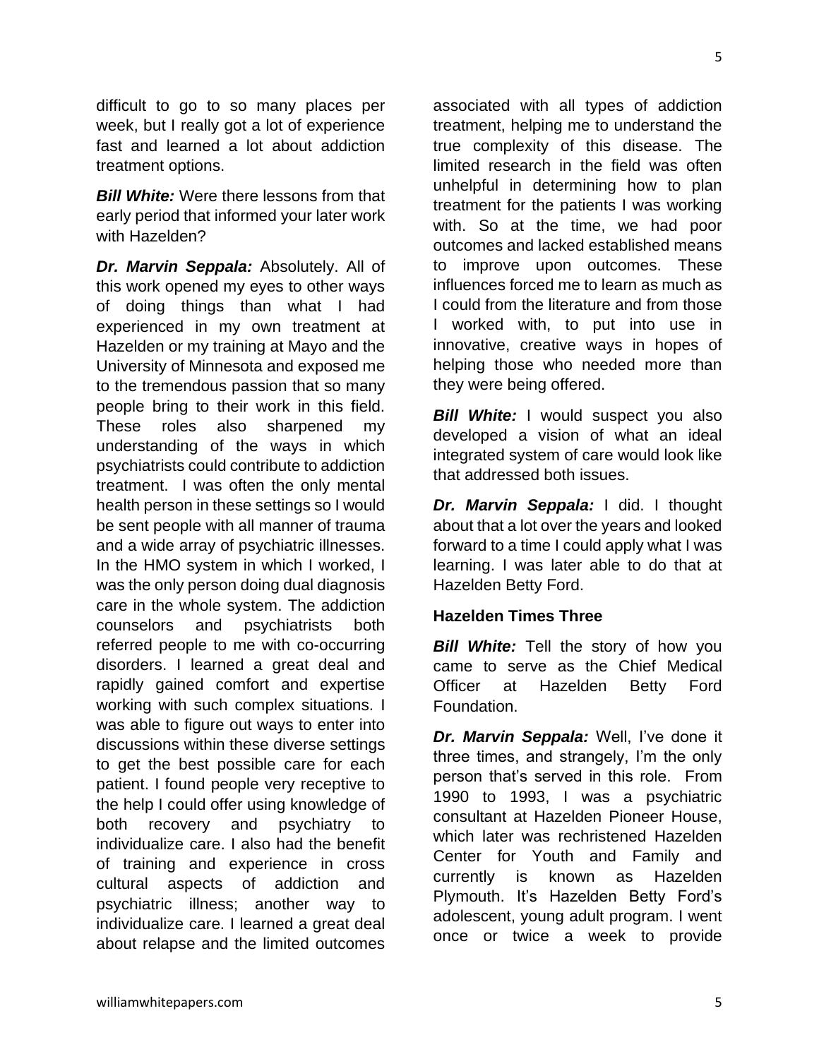difficult to go to so many places per week, but I really got a lot of experience fast and learned a lot about addiction treatment options.

***Bill White:*** Were there lessons from that early period that informed your later work with Hazelden?

***Dr. Marvin Seppala:*** Absolutely. All of this work opened my eyes to other ways of doing things than what I had experienced in my own treatment at Hazelden or my training at Mayo and the University of Minnesota and exposed me to the tremendous passion that so many people bring to their work in this field. These roles also sharpened my understanding of the ways in which psychiatrists could contribute to addiction treatment. I was often the only mental health person in these settings so I would be sent people with all manner of trauma and a wide array of psychiatric illnesses. In the HMO system in which I worked, I was the only person doing dual diagnosis care in the whole system. The addiction counselors and psychiatrists both referred people to me with co-occurring disorders. I learned a great deal and rapidly gained comfort and expertise working with such complex situations. I was able to figure out ways to enter into discussions within these diverse settings to get the best possible care for each patient. I found people very receptive to the help I could offer using knowledge of both recovery and psychiatry to individualize care. I also had the benefit of training and experience in cross cultural aspects of addiction and psychiatric illness; another way to individualize care. I learned a great deal about relapse and the limited outcomes associated with all types of addiction treatment, helping me to understand the true complexity of this disease. The limited research in the field was often unhelpful in determining how to plan treatment for the patients I was working with. So at the time, we had poor outcomes and lacked established means to improve upon outcomes. These influences forced me to learn as much as I could from the literature and from those I worked with, to put into use in innovative, creative ways in hopes of helping those who needed more than they were being offered.

***Bill White:*** I would suspect you also developed a vision of what an ideal integrated system of care would look like that addressed both issues.

***Dr. Marvin Seppala:*** I did. I thought about that a lot over the years and looked forward to a time I could apply what I was learning. I was later able to do that at Hazelden Betty Ford.

**Hazelden Times Three**

***Bill White:*** Tell the story of how you came to serve as the Chief Medical Officer at Hazelden Betty Ford Foundation.

***Dr. Marvin Seppala:*** Well, I've done it three times, and strangely, I'm the only person that's served in this role. From 1990 to 1993, I was a psychiatric consultant at Hazelden Pioneer House, which later was rechristened Hazelden Center for Youth and Family and currently is known as Hazelden Plymouth. It's Hazelden Betty Ford's adolescent, young adult program. I went once or twice a week to provide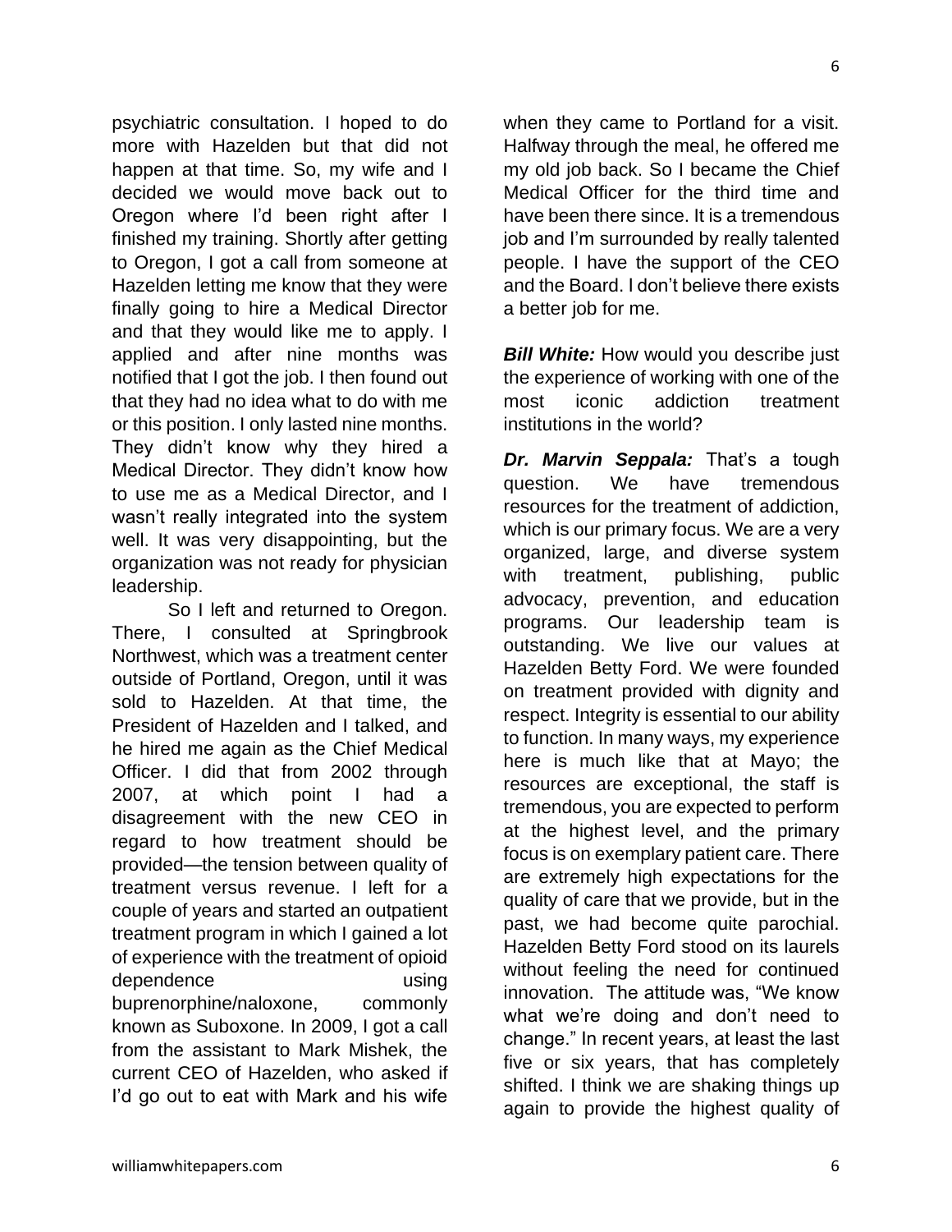psychiatric consultation. I hoped to do more with Hazelden but that did not happen at that time. So, my wife and I decided we would move back out to Oregon where I'd been right after I finished my training. Shortly after getting to Oregon, I got a call from someone at Hazelden letting me know that they were finally going to hire a Medical Director and that they would like me to apply. I applied and after nine months was notified that I got the job. I then found out that they had no idea what to do with me or this position. I only lasted nine months. They didn't know why they hired a Medical Director. They didn't know how to use me as a Medical Director, and I wasn't really integrated into the system well. It was very disappointing, but the organization was not ready for physician leadership.

So I left and returned to Oregon. There, I consulted at Springbrook Northwest, which was a treatment center outside of Portland, Oregon, until it was sold to Hazelden. At that time, the President of Hazelden and I talked, and he hired me again as the Chief Medical Officer. I did that from 2002 through 2007, at which point I had a disagreement with the new CEO in regard to how treatment should be provided—the tension between quality of treatment versus revenue. I left for a couple of years and started an outpatient treatment program in which I gained a lot of experience with the treatment of opioid dependence using buprenorphine/naloxone, commonly known as Suboxone. In 2009, I got a call from the assistant to Mark Mishek, the current CEO of Hazelden, who asked if I'd go out to eat with Mark and his wife when they came to Portland for a visit. Halfway through the meal, he offered me my old job back. So I became the Chief Medical Officer for the third time and have been there since. It is a tremendous job and I'm surrounded by really talented people. I have the support of the CEO and the Board. I don't believe there exists a better job for me.

***Bill White:*** How would you describe just the experience of working with one of the most iconic addiction treatment institutions in the world?

***Dr. Marvin Seppala:*** That's a tough question. We have tremendous resources for the treatment of addiction, which is our primary focus. We are a very organized, large, and diverse system with treatment, publishing, public advocacy, prevention, and education programs. Our leadership team is outstanding. We live our values at Hazelden Betty Ford. We were founded on treatment provided with dignity and respect. Integrity is essential to our ability to function. In many ways, my experience here is much like that at Mayo; the resources are exceptional, the staff is tremendous, you are expected to perform at the highest level, and the primary focus is on exemplary patient care. There are extremely high expectations for the quality of care that we provide, but in the past, we had become quite parochial. Hazelden Betty Ford stood on its laurels without feeling the need for continued innovation. The attitude was, "We know what we're doing and don't need to change." In recent years, at least the last five or six years, that has completely shifted. I think we are shaking things up again to provide the highest quality of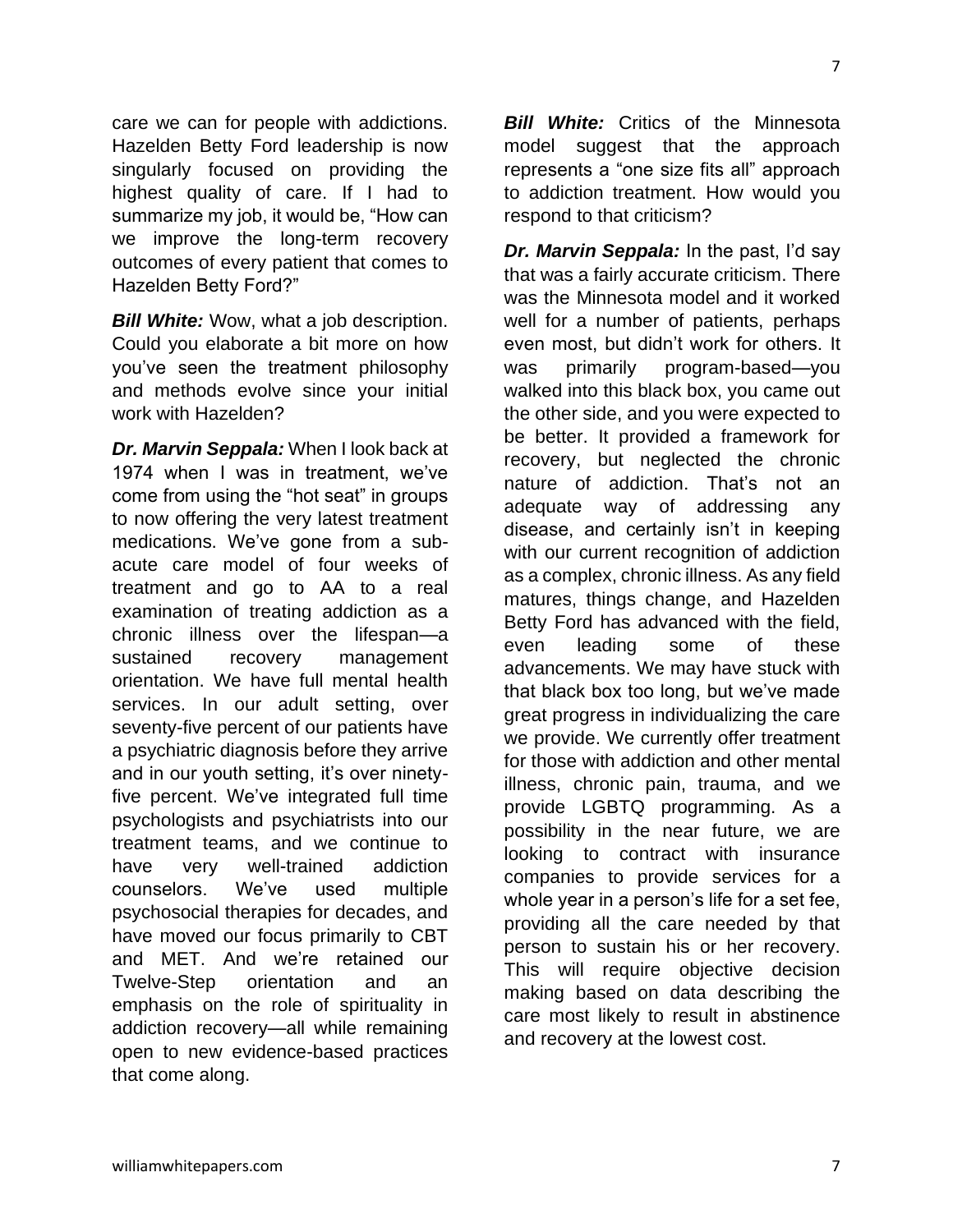care we can for people with addictions. Hazelden Betty Ford leadership is now singularly focused on providing the highest quality of care. If I had to summarize my job, it would be, "How can we improve the long-term recovery outcomes of every patient that comes to Hazelden Betty Ford?"

***Bill White:*** Wow, what a job description. Could you elaborate a bit more on how you've seen the treatment philosophy and methods evolve since your initial work with Hazelden?

***Dr. Marvin Seppala:*** When I look back at 1974 when I was in treatment, we've come from using the "hot seat" in groups to now offering the very latest treatment medications. We've gone from a sub-acute care model of four weeks of treatment and go to AA to a real examination of treating addiction as a chronic illness over the lifespan—a sustained recovery management orientation. We have full mental health services. In our adult setting, over seventy-five percent of our patients have a psychiatric diagnosis before they arrive and in our youth setting, it's over ninety-five percent. We've integrated full time psychologists and psychiatrists into our treatment teams, and we continue to have very well-trained addiction counselors. We've used multiple psychosocial therapies for decades, and have moved our focus primarily to CBT and MET. And we're retained our Twelve-Step orientation and an emphasis on the role of spirituality in addiction recovery—all while remaining open to new evidence-based practices that come along.

***Bill White:*** Critics of the Minnesota model suggest that the approach represents a "one size fits all" approach to addiction treatment. How would you respond to that criticism?

***Dr. Marvin Seppala:*** In the past, I'd say that was a fairly accurate criticism. There was the Minnesota model and it worked well for a number of patients, perhaps even most, but didn't work for others. It was primarily program-based—you walked into this black box, you came out the other side, and you were expected to be better. It provided a framework for recovery, but neglected the chronic nature of addiction. That's not an adequate way of addressing any disease, and certainly isn't in keeping with our current recognition of addiction as a complex, chronic illness. As any field matures, things change, and Hazelden Betty Ford has advanced with the field, even leading some of these advancements. We may have stuck with that black box too long, but we've made great progress in individualizing the care we provide. We currently offer treatment for those with addiction and other mental illness, chronic pain, trauma, and we provide LGBTQ programming. As a possibility in the near future, we are looking to contract with insurance companies to provide services for a whole year in a person's life for a set fee, providing all the care needed by that person to sustain his or her recovery. This will require objective decision making based on data describing the care most likely to result in abstinence and recovery at the lowest cost.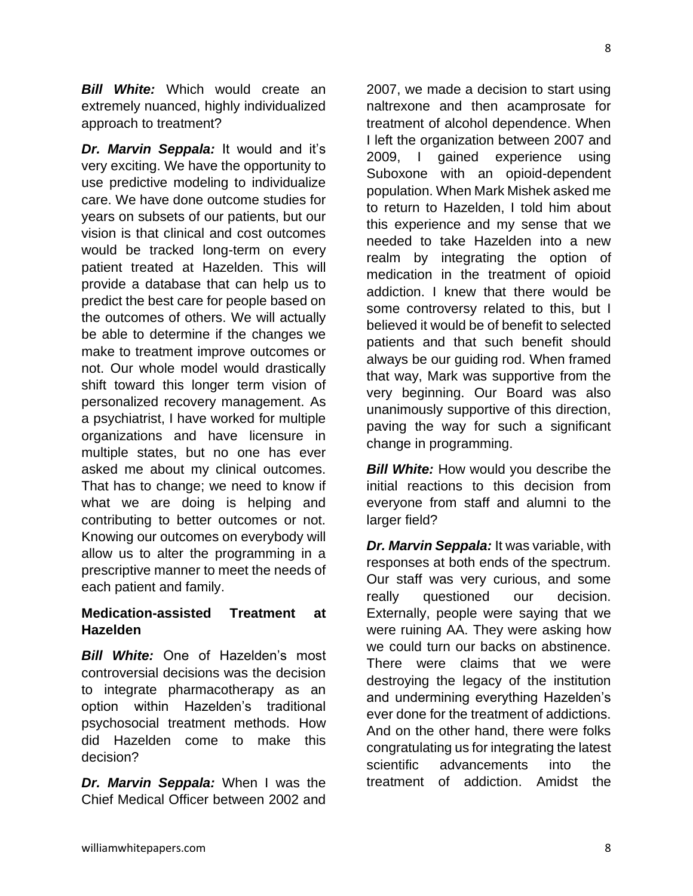***Bill White:*** Which would create an extremely nuanced, highly individualized approach to treatment?

***Dr. Marvin Seppala:*** It would and it's very exciting. We have the opportunity to use predictive modeling to individualize care. We have done outcome studies for years on subsets of our patients, but our vision is that clinical and cost outcomes would be tracked long-term on every patient treated at Hazelden. This will provide a database that can help us to predict the best care for people based on the outcomes of others. We will actually be able to determine if the changes we make to treatment improve outcomes or not. Our whole model would drastically shift toward this longer term vision of personalized recovery management. As a psychiatrist, I have worked for multiple organizations and have licensure in multiple states, but no one has ever asked me about my clinical outcomes. That has to change; we need to know if what we are doing is helping and contributing to better outcomes or not. Knowing our outcomes on everybody will allow us to alter the programming in a prescriptive manner to meet the needs of each patient and family.

**Medication-assisted Treatment at Hazelden**

***Bill White:*** One of Hazelden's most controversial decisions was the decision to integrate pharmacotherapy as an option within Hazelden's traditional psychosocial treatment methods. How did Hazelden come to make this decision?

***Dr. Marvin Seppala:*** When I was the Chief Medical Officer between 2002 and 2007, we made a decision to start using naltrexone and then acamprosate for treatment of alcohol dependence. When I left the organization between 2007 and 2009, I gained experience using Suboxone with an opioid-dependent population. When Mark Mishek asked me to return to Hazelden, I told him about this experience and my sense that we needed to take Hazelden into a new realm by integrating the option of medication in the treatment of opioid addiction. I knew that there would be some controversy related to this, but I believed it would be of benefit to selected patients and that such benefit should always be our guiding rod. When framed that way, Mark was supportive from the very beginning. Our Board was also unanimously supportive of this direction, paving the way for such a significant change in programming.

***Bill White:*** How would you describe the initial reactions to this decision from everyone from staff and alumni to the larger field?

***Dr. Marvin Seppala:*** It was variable, with responses at both ends of the spectrum. Our staff was very curious, and some really questioned our decision. Externally, people were saying that we were ruining AA. They were asking how we could turn our backs on abstinence. There were claims that we were destroying the legacy of the institution and undermining everything Hazelden's ever done for the treatment of addictions. And on the other hand, there were folks congratulating us for integrating the latest scientific advancements into the treatment of addiction. Amidst the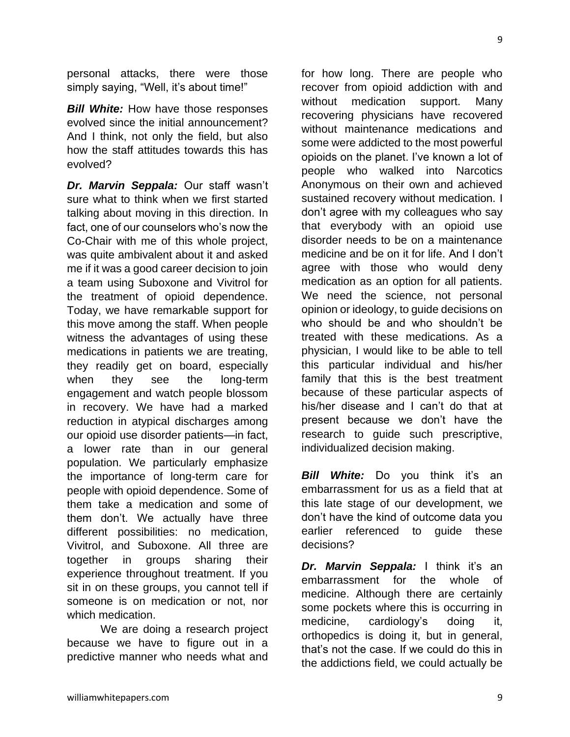personal attacks, there were those simply saying, "Well, it's about time!"

***Bill White:*** How have those responses evolved since the initial announcement? And I think, not only the field, but also how the staff attitudes towards this has evolved?

***Dr. Marvin Seppala:*** Our staff wasn't sure what to think when we first started talking about moving in this direction. In fact, one of our counselors who's now the Co-Chair with me of this whole project, was quite ambivalent about it and asked me if it was a good career decision to join a team using Suboxone and Vivitrol for the treatment of opioid dependence. Today, we have remarkable support for this move among the staff. When people witness the advantages of using these medications in patients we are treating, they readily get on board, especially when they see the long-term engagement and watch people blossom in recovery. We have had a marked reduction in atypical discharges among our opioid use disorder patients—in fact, a lower rate than in our general population. We particularly emphasize the importance of long-term care for people with opioid dependence. Some of them take a medication and some of them don't. We actually have three different possibilities: no medication, Vivitrol, and Suboxone. All three are together in groups sharing their experience throughout treatment. If you sit in on these groups, you cannot tell if someone is on medication or not, nor which medication.

We are doing a research project because we have to figure out in a predictive manner who needs what and for how long. There are people who recover from opioid addiction with and without medication support. Many recovering physicians have recovered without maintenance medications and some were addicted to the most powerful opioids on the planet. I've known a lot of people who walked into Narcotics Anonymous on their own and achieved sustained recovery without medication. I don't agree with my colleagues who say that everybody with an opioid use disorder needs to be on a maintenance medicine and be on it for life. And I don't agree with those who would deny medication as an option for all patients. We need the science, not personal opinion or ideology, to guide decisions on who should be and who shouldn't be treated with these medications. As a physician, I would like to be able to tell this particular individual and his/her family that this is the best treatment because of these particular aspects of his/her disease and I can't do that at present because we don't have the research to guide such prescriptive, individualized decision making.

***Bill White:*** Do you think it's an embarrassment for us as a field that at this late stage of our development, we don't have the kind of outcome data you earlier referenced to guide these decisions?

***Dr. Marvin Seppala:*** I think it's an embarrassment for the whole of medicine. Although there are certainly some pockets where this is occurring in medicine, cardiology's doing it, orthopedics is doing it, but in general, that's not the case. If we could do this in the addictions field, we could actually be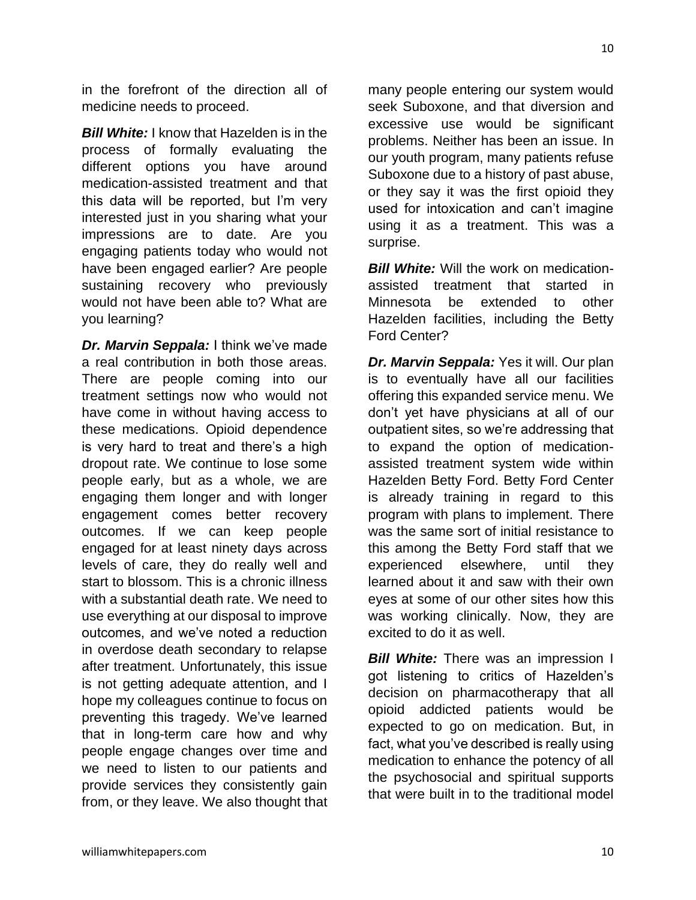in the forefront of the direction all of medicine needs to proceed.

***Bill White:*** I know that Hazelden is in the process of formally evaluating the different options you have around medication-assisted treatment and that this data will be reported, but I'm very interested just in you sharing what your impressions are to date. Are you engaging patients today who would not have been engaged earlier? Are people sustaining recovery who previously would not have been able to? What are you learning?

***Dr. Marvin Seppala:*** I think we've made a real contribution in both those areas. There are people coming into our treatment settings now who would not have come in without having access to these medications. Opioid dependence is very hard to treat and there's a high dropout rate. We continue to lose some people early, but as a whole, we are engaging them longer and with longer engagement comes better recovery outcomes. If we can keep people engaged for at least ninety days across levels of care, they do really well and start to blossom. This is a chronic illness with a substantial death rate. We need to use everything at our disposal to improve outcomes, and we've noted a reduction in overdose death secondary to relapse after treatment. Unfortunately, this issue is not getting adequate attention, and I hope my colleagues continue to focus on preventing this tragedy. We've learned that in long-term care how and why people engage changes over time and we need to listen to our patients and provide services they consistently gain from, or they leave. We also thought that many people entering our system would seek Suboxone, and that diversion and excessive use would be significant problems. Neither has been an issue. In our youth program, many patients refuse Suboxone due to a history of past abuse, or they say it was the first opioid they used for intoxication and can't imagine using it as a treatment. This was a surprise.

***Bill White:*** Will the work on medication-assisted treatment that started in Minnesota be extended to other Hazelden facilities, including the Betty Ford Center?

***Dr. Marvin Seppala:*** Yes it will. Our plan is to eventually have all our facilities offering this expanded service menu. We don't yet have physicians at all of our outpatient sites, so we're addressing that to expand the option of medication-assisted treatment system wide within Hazelden Betty Ford. Betty Ford Center is already training in regard to this program with plans to implement. There was the same sort of initial resistance to this among the Betty Ford staff that we experienced elsewhere, until they learned about it and saw with their own eyes at some of our other sites how this was working clinically. Now, they are excited to do it as well.

***Bill White:*** There was an impression I got listening to critics of Hazelden's decision on pharmacotherapy that all opioid addicted patients would be expected to go on medication. But, in fact, what you've described is really using medication to enhance the potency of all the psychosocial and spiritual supports that were built in to the traditional model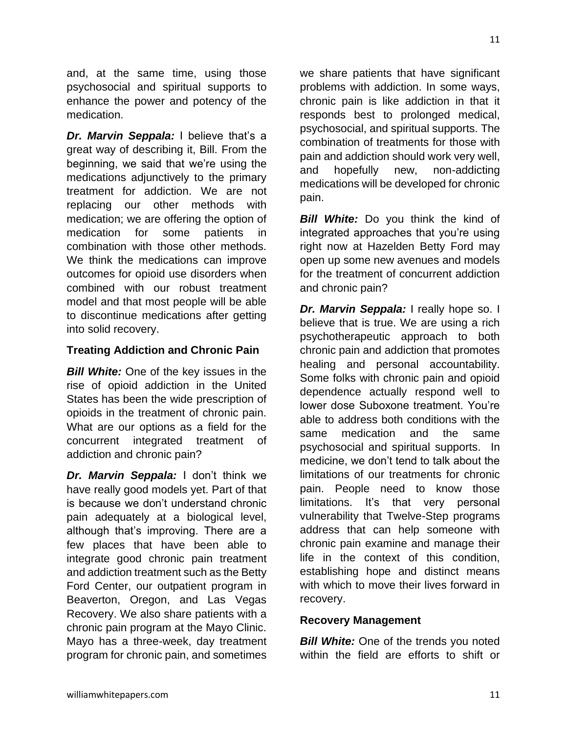and, at the same time, using those psychosocial and spiritual supports to enhance the power and potency of the medication.

***Dr. Marvin Seppala:*** I believe that's a great way of describing it, Bill. From the beginning, we said that we're using the medications adjunctively to the primary treatment for addiction. We are not replacing our other methods with medication; we are offering the option of medication for some patients in combination with those other methods. We think the medications can improve outcomes for opioid use disorders when combined with our robust treatment model and that most people will be able to discontinue medications after getting into solid recovery.

**Treating Addiction and Chronic Pain**

***Bill White:*** One of the key issues in the rise of opioid addiction in the United States has been the wide prescription of opioids in the treatment of chronic pain. What are our options as a field for the concurrent integrated treatment of addiction and chronic pain?

***Dr. Marvin Seppala:*** I don't think we have really good models yet. Part of that is because we don't understand chronic pain adequately at a biological level, although that's improving. There are a few places that have been able to integrate good chronic pain treatment and addiction treatment such as the Betty Ford Center, our outpatient program in Beaverton, Oregon, and Las Vegas Recovery. We also share patients with a chronic pain program at the Mayo Clinic. Mayo has a three-week, day treatment program for chronic pain, and sometimes we share patients that have significant problems with addiction. In some ways, chronic pain is like addiction in that it responds best to prolonged medical, psychosocial, and spiritual supports. The combination of treatments for those with pain and addiction should work very well, and hopefully new, non-addicting medications will be developed for chronic pain.

***Bill White:*** Do you think the kind of integrated approaches that you're using right now at Hazelden Betty Ford may open up some new avenues and models for the treatment of concurrent addiction and chronic pain?

***Dr. Marvin Seppala:*** I really hope so. I believe that is true. We are using a rich psychotherapeutic approach to both chronic pain and addiction that promotes healing and personal accountability. Some folks with chronic pain and opioid dependence actually respond well to lower dose Suboxone treatment. You're able to address both conditions with the same medication and the same psychosocial and spiritual supports. In medicine, we don't tend to talk about the limitations of our treatments for chronic pain. People need to know those limitations. It's that very personal vulnerability that Twelve-Step programs address that can help someone with chronic pain examine and manage their life in the context of this condition, establishing hope and distinct means with which to move their lives forward in recovery.

**Recovery Management**

***Bill White:*** One of the trends you noted within the field are efforts to shift or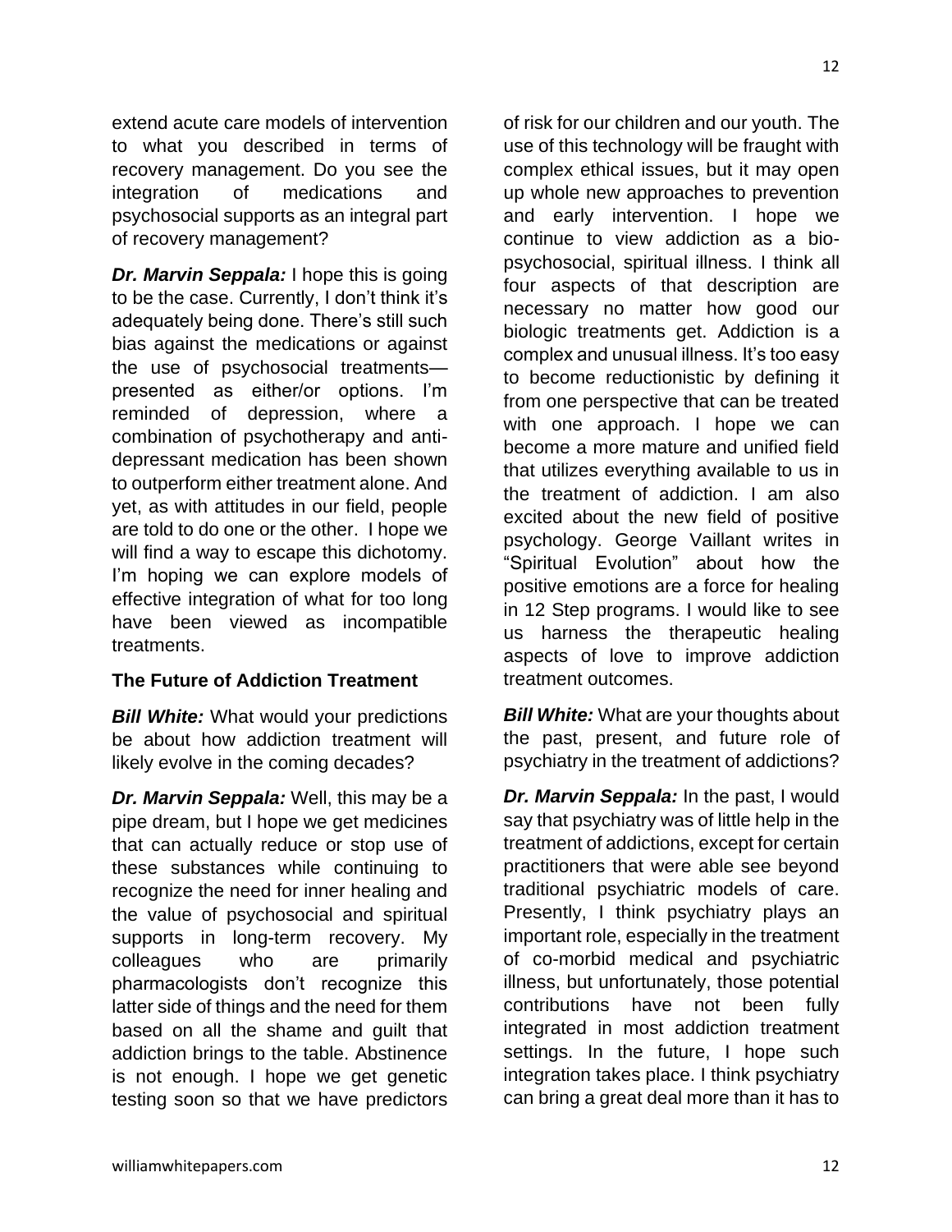extend acute care models of intervention to what you described in terms of recovery management. Do you see the integration of medications and psychosocial supports as an integral part of recovery management?

***Dr. Marvin Seppala:*** I hope this is going to be the case. Currently, I don't think it's adequately being done. There's still such bias against the medications or against the use of psychosocial treatments—presented as either/or options. I'm reminded of depression, where a combination of psychotherapy and anti-depressant medication has been shown to outperform either treatment alone. And yet, as with attitudes in our field, people are told to do one or the other. I hope we will find a way to escape this dichotomy. I'm hoping we can explore models of effective integration of what for too long have been viewed as incompatible treatments.

**The Future of Addiction Treatment**

***Bill White:*** What would your predictions be about how addiction treatment will likely evolve in the coming decades?

***Dr. Marvin Seppala:*** Well, this may be a pipe dream, but I hope we get medicines that can actually reduce or stop use of these substances while continuing to recognize the need for inner healing and the value of psychosocial and spiritual supports in long-term recovery. My colleagues who are primarily pharmacologists don't recognize this latter side of things and the need for them based on all the shame and guilt that addiction brings to the table. Abstinence is not enough. I hope we get genetic testing soon so that we have predictors of risk for our children and our youth. The use of this technology will be fraught with complex ethical issues, but it may open up whole new approaches to prevention and early intervention. I hope we continue to view addiction as a bio-psychosocial, spiritual illness. I think all four aspects of that description are necessary no matter how good our biologic treatments get. Addiction is a complex and unusual illness. It's too easy to become reductionistic by defining it from one perspective that can be treated with one approach. I hope we can become a more mature and unified field that utilizes everything available to us in the treatment of addiction. I am also excited about the new field of positive psychology. George Vaillant writes in "Spiritual Evolution" about how the positive emotions are a force for healing in 12 Step programs. I would like to see us harness the therapeutic healing aspects of love to improve addiction treatment outcomes.

***Bill White:*** What are your thoughts about the past, present, and future role of psychiatry in the treatment of addictions?

***Dr. Marvin Seppala:*** In the past, I would say that psychiatry was of little help in the treatment of addictions, except for certain practitioners that were able see beyond traditional psychiatric models of care. Presently, I think psychiatry plays an important role, especially in the treatment of co-morbid medical and psychiatric illness, but unfortunately, those potential contributions have not been fully integrated in most addiction treatment settings. In the future, I hope such integration takes place. I think psychiatry can bring a great deal more than it has to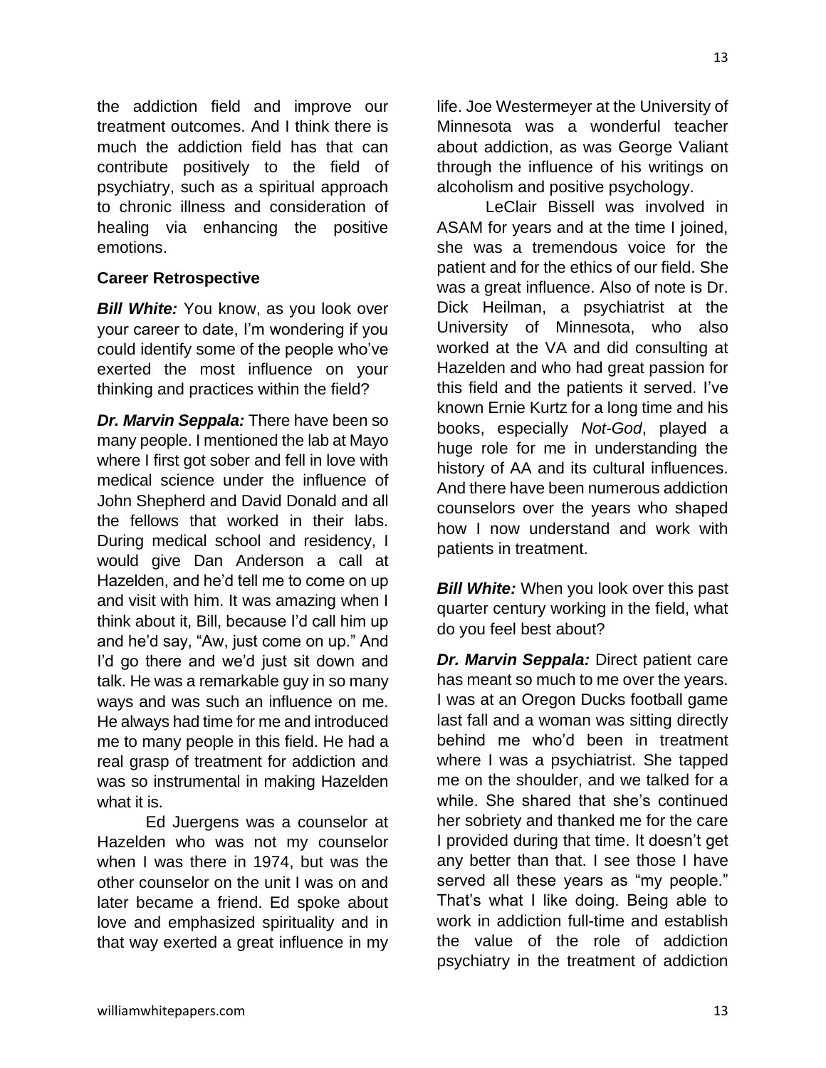the addiction field and improve our treatment outcomes. And I think there is much the addiction field has that can contribute positively to the field of psychiatry, such as a spiritual approach to chronic illness and consideration of healing via enhancing the positive emotions.

### Career Retrospective

***Bill White:*** You know, as you look over your career to date, I'm wondering if you could identify some of the people who've exerted the most influence on your thinking and practices within the field?

***Dr. Marvin Seppala:*** There have been so many people. I mentioned the lab at Mayo where I first got sober and fell in love with medical science under the influence of John Shepherd and David Donald and all the fellows that worked in their labs. During medical school and residency, I would give Dan Anderson a call at Hazelden, and he'd tell me to come on up and visit with him. It was amazing when I think about it, Bill, because I'd call him up and he'd say, "Aw, just come on up." And I'd go there and we'd just sit down and talk. He was a remarkable guy in so many ways and was such an influence on me. He always had time for me and introduced me to many people in this field. He had a real grasp of treatment for addiction and was so instrumental in making Hazelden what it is.

Ed Juergens was a counselor at Hazelden who was not my counselor when I was there in 1974, but was the other counselor on the unit I was on and later became a friend. Ed spoke about love and emphasized spirituality and in that way exerted a great influence in my life. Joe Westermeyer at the University of Minnesota was a wonderful teacher about addiction, as was George Valiant through the influence of his writings on alcoholism and positive psychology.

LeClair Bissell was involved in ASAM for years and at the time I joined, she was a tremendous voice for the patient and for the ethics of our field. She was a great influence. Also of note is Dr. Dick Heilman, a psychiatrist at the University of Minnesota, who also worked at the VA and did consulting at Hazelden and who had great passion for this field and the patients it served. I've known Ernie Kurtz for a long time and his books, especially *Not-God*, played a huge role for me in understanding the history of AA and its cultural influences. And there have been numerous addiction counselors over the years who shaped how I now understand and work with patients in treatment.

***Bill White:*** When you look over this past quarter century working in the field, what do you feel best about?

***Dr. Marvin Seppala:*** Direct patient care has meant so much to me over the years. I was at an Oregon Ducks football game last fall and a woman was sitting directly behind me who'd been in treatment where I was a psychiatrist. She tapped me on the shoulder, and we talked for a while. She shared that she's continued her sobriety and thanked me for the care I provided during that time. It doesn't get any better than that. I see those I have served all these years as "my people." That's what I like doing. Being able to work in addiction full-time and establish the value of the role of addiction psychiatry in the treatment of addiction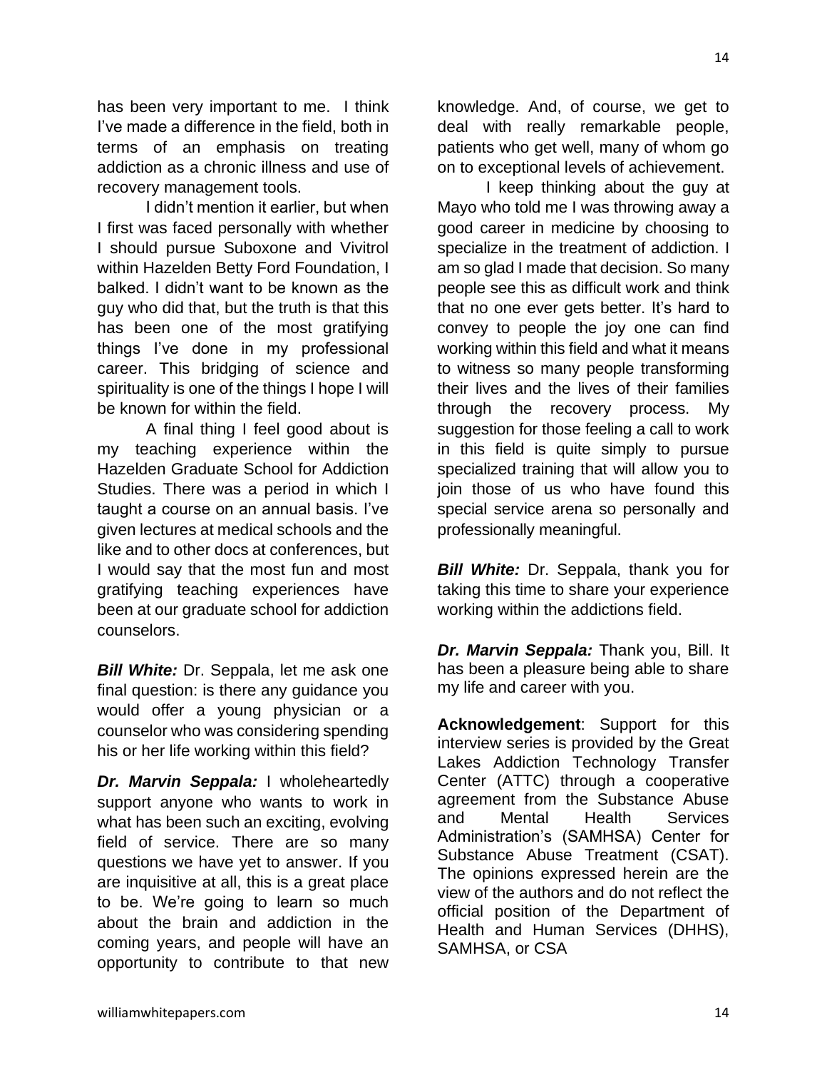has been very important to me. I think I've made a difference in the field, both in terms of an emphasis on treating addiction as a chronic illness and use of recovery management tools.

I didn't mention it earlier, but when I first was faced personally with whether I should pursue Suboxone and Vivitrol within Hazelden Betty Ford Foundation, I balked. I didn't want to be known as the guy who did that, but the truth is that this has been one of the most gratifying things I've done in my professional career. This bridging of science and spirituality is one of the things I hope I will be known for within the field.

A final thing I feel good about is my teaching experience within the Hazelden Graduate School for Addiction Studies. There was a period in which I taught a course on an annual basis. I've given lectures at medical schools and the like and to other docs at conferences, but I would say that the most fun and most gratifying teaching experiences have been at our graduate school for addiction counselors.

***Bill White:*** Dr. Seppala, let me ask one final question: is there any guidance you would offer a young physician or a counselor who was considering spending his or her life working within this field?

***Dr. Marvin Seppala:*** I wholeheartedly support anyone who wants to work in what has been such an exciting, evolving field of service. There are so many questions we have yet to answer. If you are inquisitive at all, this is a great place to be. We're going to learn so much about the brain and addiction in the coming years, and people will have an opportunity to contribute to that new knowledge. And, of course, we get to deal with really remarkable people, patients who get well, many of whom go on to exceptional levels of achievement.

I keep thinking about the guy at Mayo who told me I was throwing away a good career in medicine by choosing to specialize in the treatment of addiction. I am so glad I made that decision. So many people see this as difficult work and think that no one ever gets better. It's hard to convey to people the joy one can find working within this field and what it means to witness so many people transforming their lives and the lives of their families through the recovery process. My suggestion for those feeling a call to work in this field is quite simply to pursue specialized training that will allow you to join those of us who have found this special service arena so personally and professionally meaningful.

***Bill White:*** Dr. Seppala, thank you for taking this time to share your experience working within the addictions field.

***Dr. Marvin Seppala:*** Thank you, Bill. It has been a pleasure being able to share my life and career with you.

**Acknowledgement**: Support for this interview series is provided by the Great Lakes Addiction Technology Transfer Center (ATTC) through a cooperative agreement from the Substance Abuse and Mental Health Services Administration's (SAMHSA) Center for Substance Abuse Treatment (CSAT). The opinions expressed herein are the view of the authors and do not reflect the official position of the Department of Health and Human Services (DHHS), SAMHSA, or CSA